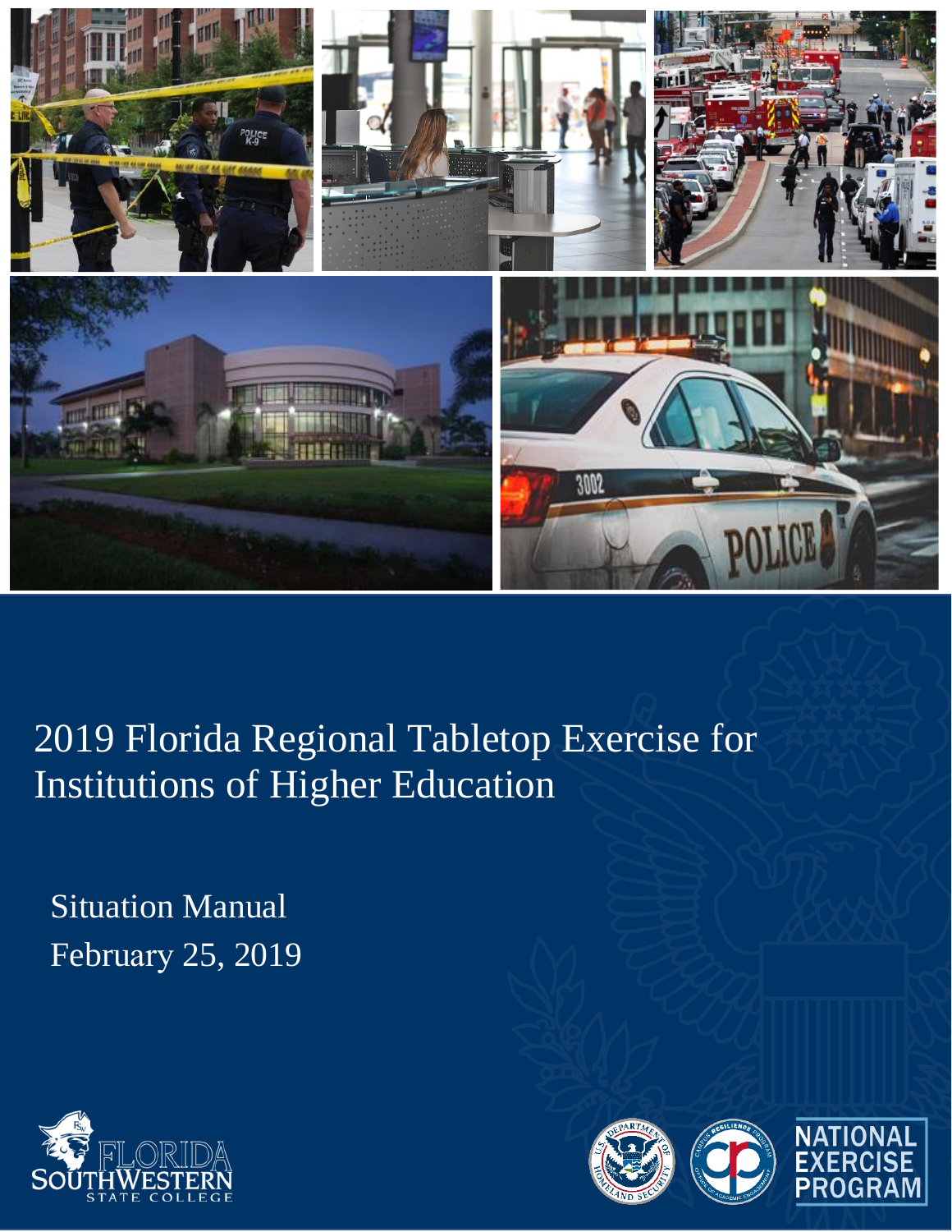# 2019 Florida Regional Tabletop Exercise for Institutions of Higher Education

Situation Manual

February 25, 2019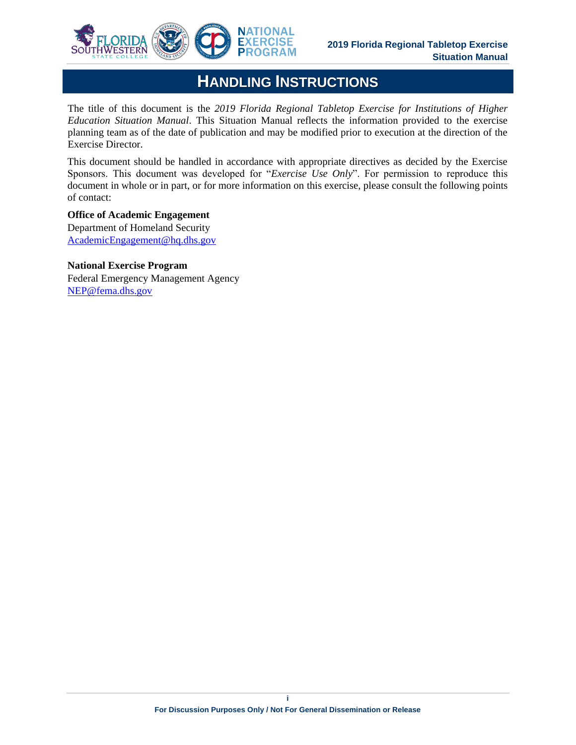# HANDLING INSTRUCTIONS

The title of this document is the *2019 Florida Regional Tabletop Exercise for Institutions of Higher Education Situation Manual*. This Situation Manual reflects the information provided to the exercise planning team as of the date of publication and may be modified prior to execution at the direction of the Exercise Director.

This document should be handled in accordance with appropriate directives as decided by the Exercise Sponsors. This document was developed for "*Exercise Use Only*". For permission to reproduce this document in whole or in part, or for more information on this exercise, please consult the following points of contact:

**Office of Academic Engagement**
Department of Homeland Security
AcademicEngagement@hq.dhs.gov

**National Exercise Program**
Federal Emergency Management Agency
NEP@fema.dhs.gov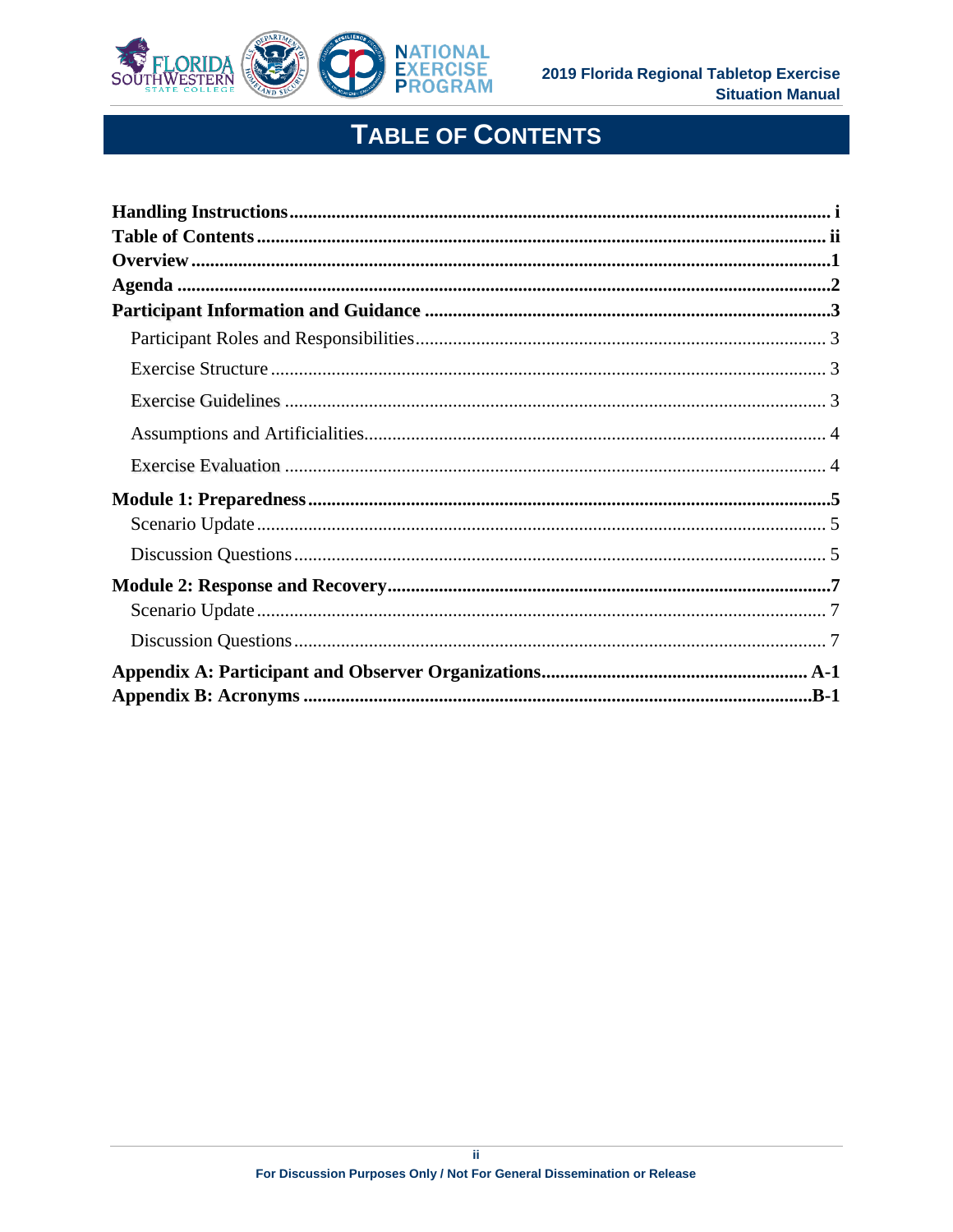# TABLE OF CONTENTS

**Handling Instructions** .......... i

**Table of Contents** .......... ii

**Overview** .......... 1

**Agenda** .......... 2

**Participant Information and Guidance** .......... 3

- Participant Roles and Responsibilities .......... 3
- Exercise Structure .......... 3
- Exercise Guidelines .......... 3
- Assumptions and Artificialities .......... 4
- Exercise Evaluation .......... 4

**Module 1: Preparedness** .......... 5

- Scenario Update .......... 5
- Discussion Questions .......... 5

**Module 2: Response and Recovery** .......... 7

- Scenario Update .......... 7
- Discussion Questions .......... 7

**Appendix A: Participant and Observer Organizations** .......... A-1

**Appendix B: Acronyms** .......... B-1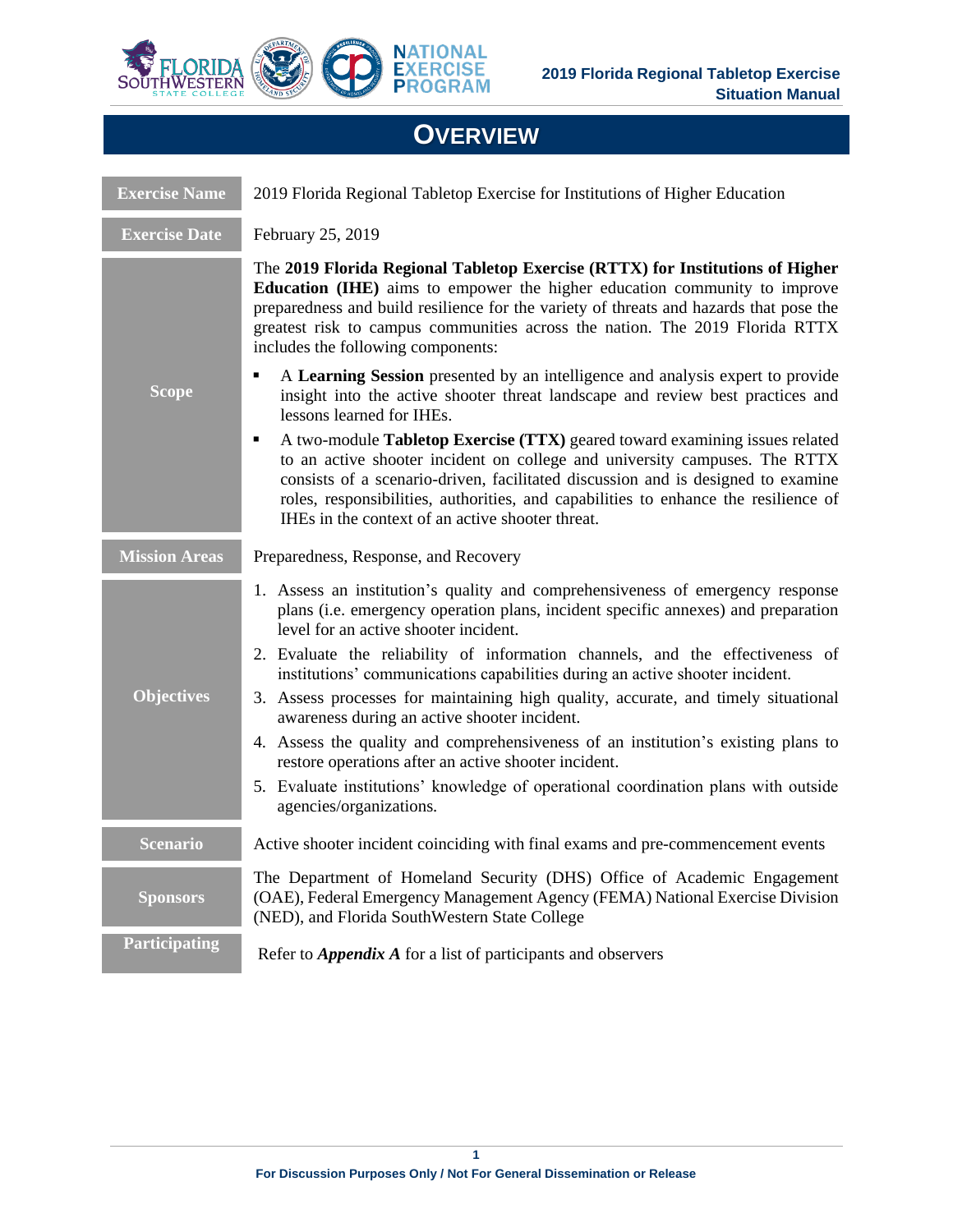# OVERVIEW

| | |
|---|---|
| **Exercise Name** | 2019 Florida Regional Tabletop Exercise for Institutions of Higher Education |
| **Exercise Date** | February 25, 2019 |
| **Scope** | The **2019 Florida Regional Tabletop Exercise (RTTX) for Institutions of Higher Education (IHE)** aims to empower the higher education community to improve preparedness and build resilience for the variety of threats and hazards that pose the greatest risk to campus communities across the nation. The 2019 Florida RTTX includes the following components:<br>▪ A **Learning Session** presented by an intelligence and analysis expert to provide insight into the active shooter threat landscape and review best practices and lessons learned for IHEs.<br>▪ A two-module **Tabletop Exercise (TTX)** geared toward examining issues related to an active shooter incident on college and university campuses. The RTTX consists of a scenario-driven, facilitated discussion and is designed to examine roles, responsibilities, authorities, and capabilities to enhance the resilience of IHEs in the context of an active shooter threat. |
| **Mission Areas** | Preparedness, Response, and Recovery |
| **Objectives** | 1. Assess an institution's quality and comprehensiveness of emergency response plans (i.e. emergency operation plans, incident specific annexes) and preparation level for an active shooter incident.<br>2. Evaluate the reliability of information channels, and the effectiveness of institutions' communications capabilities during an active shooter incident.<br>3. Assess processes for maintaining high quality, accurate, and timely situational awareness during an active shooter incident.<br>4. Assess the quality and comprehensiveness of an institution's existing plans to restore operations after an active shooter incident.<br>5. Evaluate institutions' knowledge of operational coordination plans with outside agencies/organizations. |
| **Scenario** | Active shooter incident coinciding with final exams and pre-commencement events |
| **Sponsors** | The Department of Homeland Security (DHS) Office of Academic Engagement (OAE), Federal Emergency Management Agency (FEMA) National Exercise Division (NED), and Florida SouthWestern State College |
| **Participating** | Refer to ***Appendix A*** for a list of participants and observers |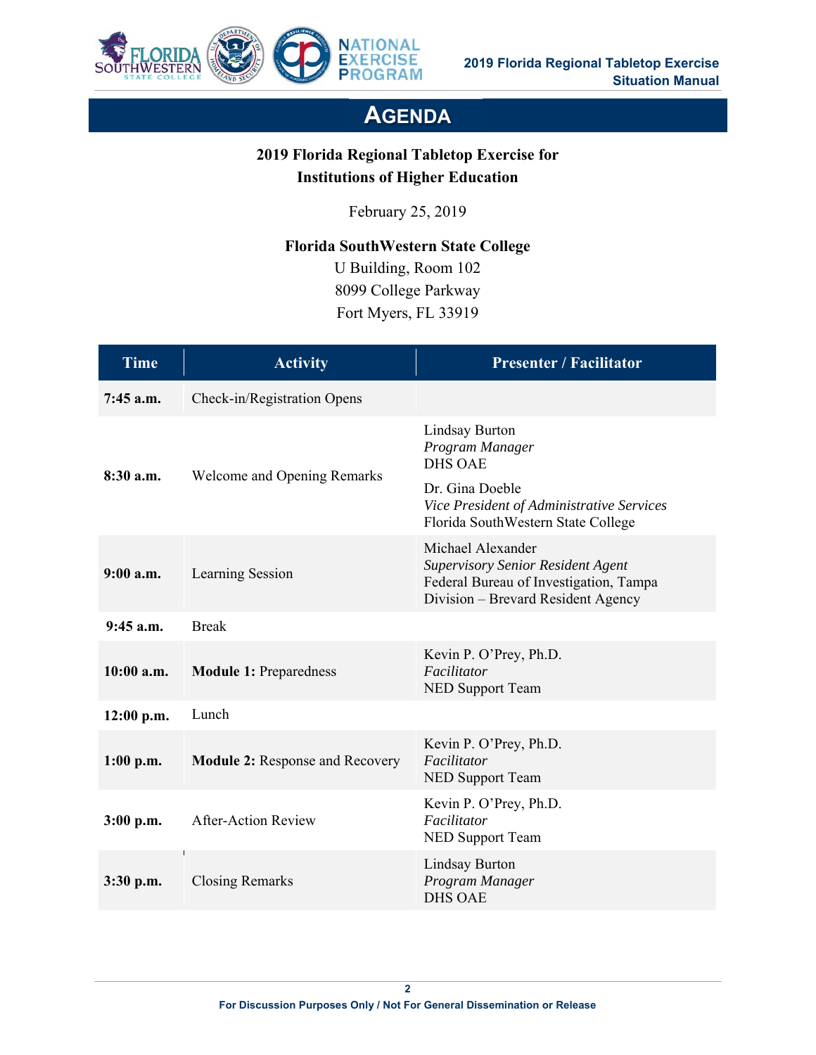# AGENDA

**2019 Florida Regional Tabletop Exercise for Institutions of Higher Education**

February 25, 2019

**Florida SouthWestern State College**
U Building, Room 102
8099 College Parkway
Fort Myers, FL 33919

| Time | Activity | Presenter / Facilitator |
|---|---|---|
| **7:45 a.m.** | Check-in/Registration Opens | |
| **8:30 a.m.** | Welcome and Opening Remarks | Lindsay Burton<br>*Program Manager*<br>DHS OAE<br><br>Dr. Gina Doeble<br>*Vice President of Administrative Services*<br>Florida SouthWestern State College |
| **9:00 a.m.** | Learning Session | Michael Alexander<br>*Supervisory Senior Resident Agent*<br>Federal Bureau of Investigation, Tampa Division – Brevard Resident Agency |
| **9:45 a.m.** | Break | |
| **10:00 a.m.** | **Module 1:** Preparedness | Kevin P. O'Prey, Ph.D.<br>*Facilitator*<br>NED Support Team |
| **12:00 p.m.** | Lunch | |
| **1:00 p.m.** | **Module 2:** Response and Recovery | Kevin P. O'Prey, Ph.D.<br>*Facilitator*<br>NED Support Team |
| **3:00 p.m.** | After-Action Review | Kevin P. O'Prey, Ph.D.<br>*Facilitator*<br>NED Support Team |
| **3:30 p.m.** | Closing Remarks | Lindsay Burton<br>*Program Manager*<br>DHS OAE |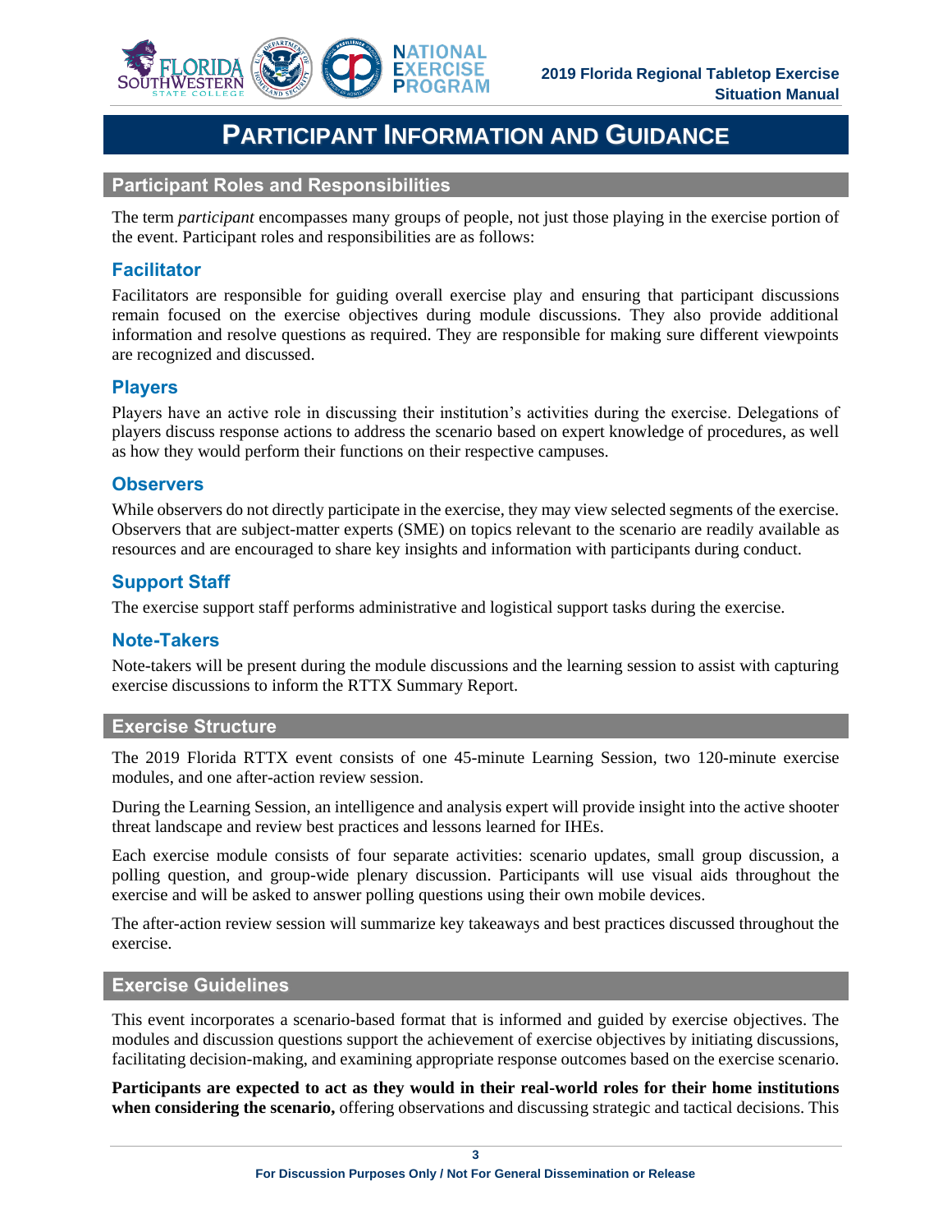# Participant Information and Guidance

## Participant Roles and Responsibilities

The term *participant* encompasses many groups of people, not just those playing in the exercise portion of the event. Participant roles and responsibilities are as follows:

### Facilitator

Facilitators are responsible for guiding overall exercise play and ensuring that participant discussions remain focused on the exercise objectives during module discussions. They also provide additional information and resolve questions as required. They are responsible for making sure different viewpoints are recognized and discussed.

### Players

Players have an active role in discussing their institution's activities during the exercise. Delegations of players discuss response actions to address the scenario based on expert knowledge of procedures, as well as how they would perform their functions on their respective campuses.

### Observers

While observers do not directly participate in the exercise, they may view selected segments of the exercise. Observers that are subject-matter experts (SME) on topics relevant to the scenario are readily available as resources and are encouraged to share key insights and information with participants during conduct.

### Support Staff

The exercise support staff performs administrative and logistical support tasks during the exercise.

### Note-Takers

Note-takers will be present during the module discussions and the learning session to assist with capturing exercise discussions to inform the RTTX Summary Report.

## Exercise Structure

The 2019 Florida RTTX event consists of one 45-minute Learning Session, two 120-minute exercise modules, and one after-action review session.

During the Learning Session, an intelligence and analysis expert will provide insight into the active shooter threat landscape and review best practices and lessons learned for IHEs.

Each exercise module consists of four separate activities: scenario updates, small group discussion, a polling question, and group-wide plenary discussion. Participants will use visual aids throughout the exercise and will be asked to answer polling questions using their own mobile devices.

The after-action review session will summarize key takeaways and best practices discussed throughout the exercise.

## Exercise Guidelines

This event incorporates a scenario-based format that is informed and guided by exercise objectives. The modules and discussion questions support the achievement of exercise objectives by initiating discussions, facilitating decision-making, and examining appropriate response outcomes based on the exercise scenario.

**Participants are expected to act as they would in their real-world roles for their home institutions when considering the scenario,** offering observations and discussing strategic and tactical decisions. This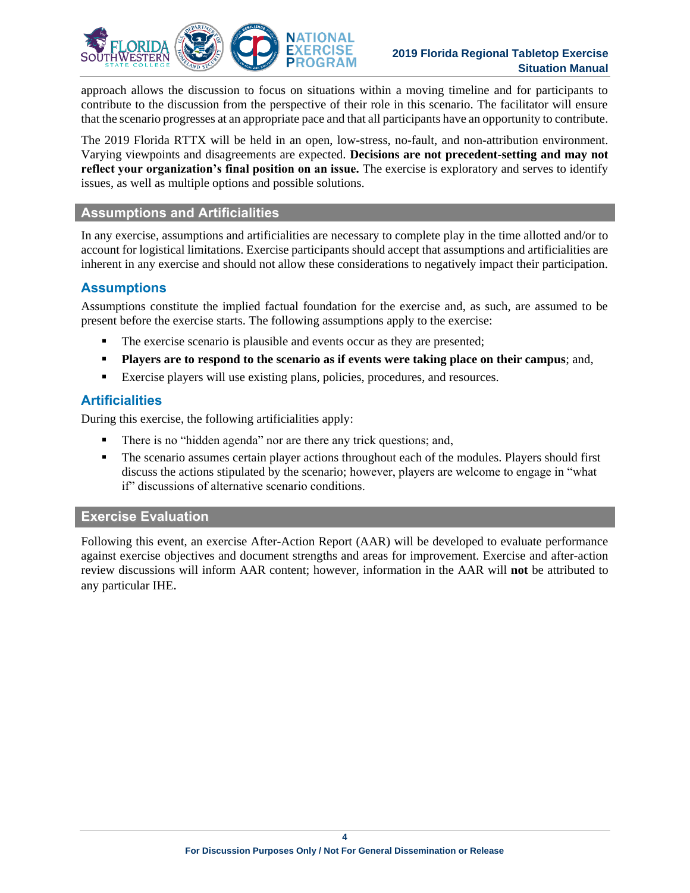approach allows the discussion to focus on situations within a moving timeline and for participants to contribute to the discussion from the perspective of their role in this scenario. The facilitator will ensure that the scenario progresses at an appropriate pace and that all participants have an opportunity to contribute.

The 2019 Florida RTTX will be held in an open, low-stress, no-fault, and non-attribution environment. Varying viewpoints and disagreements are expected. **Decisions are not precedent-setting and may not reflect your organization's final position on an issue.** The exercise is exploratory and serves to identify issues, as well as multiple options and possible solutions.

## Assumptions and Artificialities

In any exercise, assumptions and artificialities are necessary to complete play in the time allotted and/or to account for logistical limitations. Exercise participants should accept that assumptions and artificialities are inherent in any exercise and should not allow these considerations to negatively impact their participation.

### Assumptions

Assumptions constitute the implied factual foundation for the exercise and, as such, are assumed to be present before the exercise starts. The following assumptions apply to the exercise:

- The exercise scenario is plausible and events occur as they are presented;
- **Players are to respond to the scenario as if events were taking place on their campus**; and,
- Exercise players will use existing plans, policies, procedures, and resources.

### Artificialities

During this exercise, the following artificialities apply:

- There is no "hidden agenda" nor are there any trick questions; and,
- The scenario assumes certain player actions throughout each of the modules. Players should first discuss the actions stipulated by the scenario; however, players are welcome to engage in "what if" discussions of alternative scenario conditions.

## Exercise Evaluation

Following this event, an exercise After-Action Report (AAR) will be developed to evaluate performance against exercise objectives and document strengths and areas for improvement. Exercise and after-action review discussions will inform AAR content; however, information in the AAR will **not** be attributed to any particular IHE.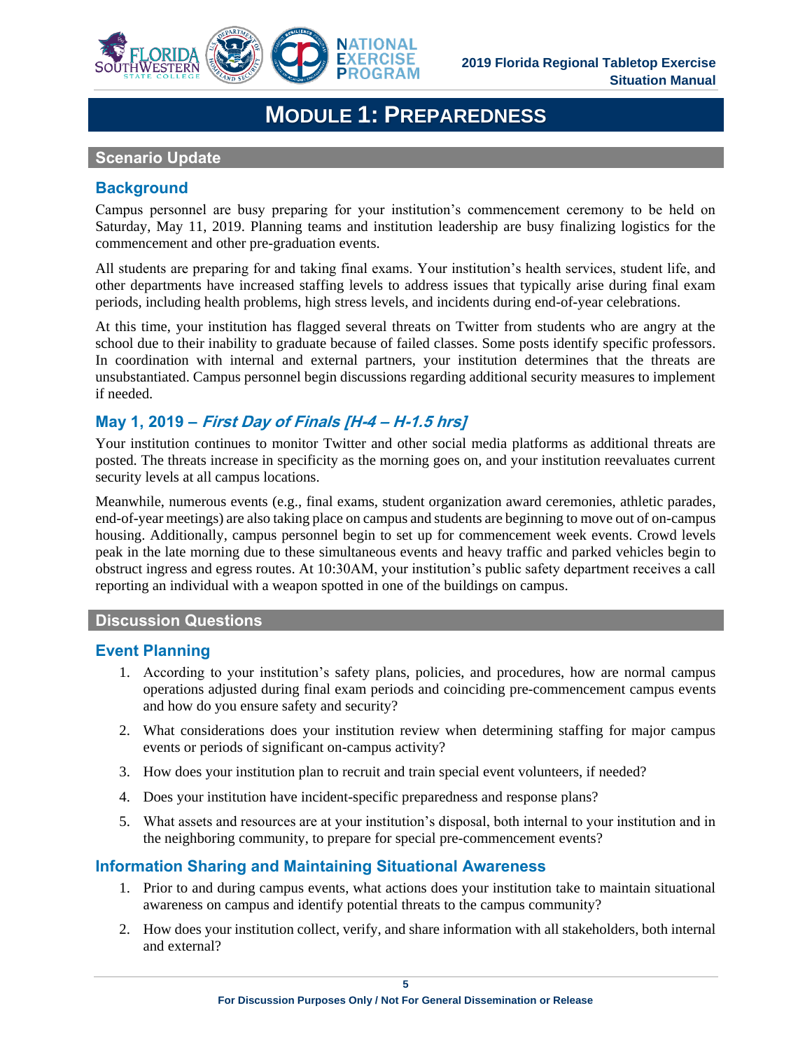# Module 1: Preparedness

## Scenario Update

### Background

Campus personnel are busy preparing for your institution's commencement ceremony to be held on Saturday, May 11, 2019. Planning teams and institution leadership are busy finalizing logistics for the commencement and other pre-graduation events.

All students are preparing for and taking final exams. Your institution's health services, student life, and other departments have increased staffing levels to address issues that typically arise during final exam periods, including health problems, high stress levels, and incidents during end-of-year celebrations.

At this time, your institution has flagged several threats on Twitter from students who are angry at the school due to their inability to graduate because of failed classes. Some posts identify specific professors. In coordination with internal and external partners, your institution determines that the threats are unsubstantiated. Campus personnel begin discussions regarding additional security measures to implement if needed.

### May 1, 2019 – *First Day of Finals [H-4 – H-1.5 hrs]*

Your institution continues to monitor Twitter and other social media platforms as additional threats are posted. The threats increase in specificity as the morning goes on, and your institution reevaluates current security levels at all campus locations.

Meanwhile, numerous events (e.g., final exams, student organization award ceremonies, athletic parades, end-of-year meetings) are also taking place on campus and students are beginning to move out of on-campus housing. Additionally, campus personnel begin to set up for commencement week events. Crowd levels peak in the late morning due to these simultaneous events and heavy traffic and parked vehicles begin to obstruct ingress and egress routes. At 10:30AM, your institution's public safety department receives a call reporting an individual with a weapon spotted in one of the buildings on campus.

## Discussion Questions

### Event Planning

1. According to your institution's safety plans, policies, and procedures, how are normal campus operations adjusted during final exam periods and coinciding pre-commencement campus events and how do you ensure safety and security?
2. What considerations does your institution review when determining staffing for major campus events or periods of significant on-campus activity?
3. How does your institution plan to recruit and train special event volunteers, if needed?
4. Does your institution have incident-specific preparedness and response plans?
5. What assets and resources are at your institution's disposal, both internal to your institution and in the neighboring community, to prepare for special pre-commencement events?

### Information Sharing and Maintaining Situational Awareness

1. Prior to and during campus events, what actions does your institution take to maintain situational awareness on campus and identify potential threats to the campus community?
2. How does your institution collect, verify, and share information with all stakeholders, both internal and external?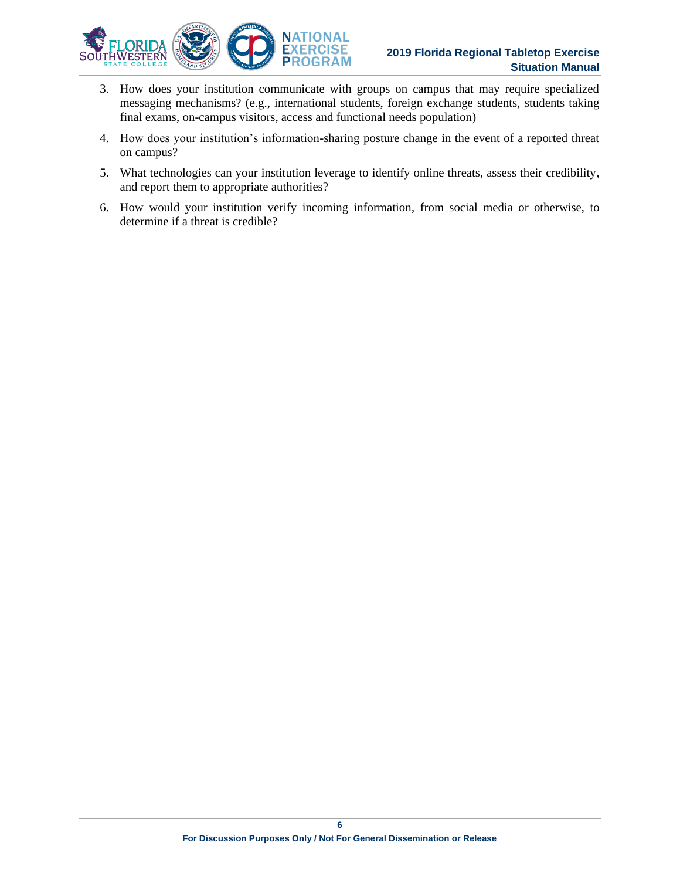3. How does your institution communicate with groups on campus that may require specialized messaging mechanisms? (e.g., international students, foreign exchange students, students taking final exams, on-campus visitors, access and functional needs population)
4. How does your institution's information-sharing posture change in the event of a reported threat on campus?
5. What technologies can your institution leverage to identify online threats, assess their credibility, and report them to appropriate authorities?
6. How would your institution verify incoming information, from social media or otherwise, to determine if a threat is credible?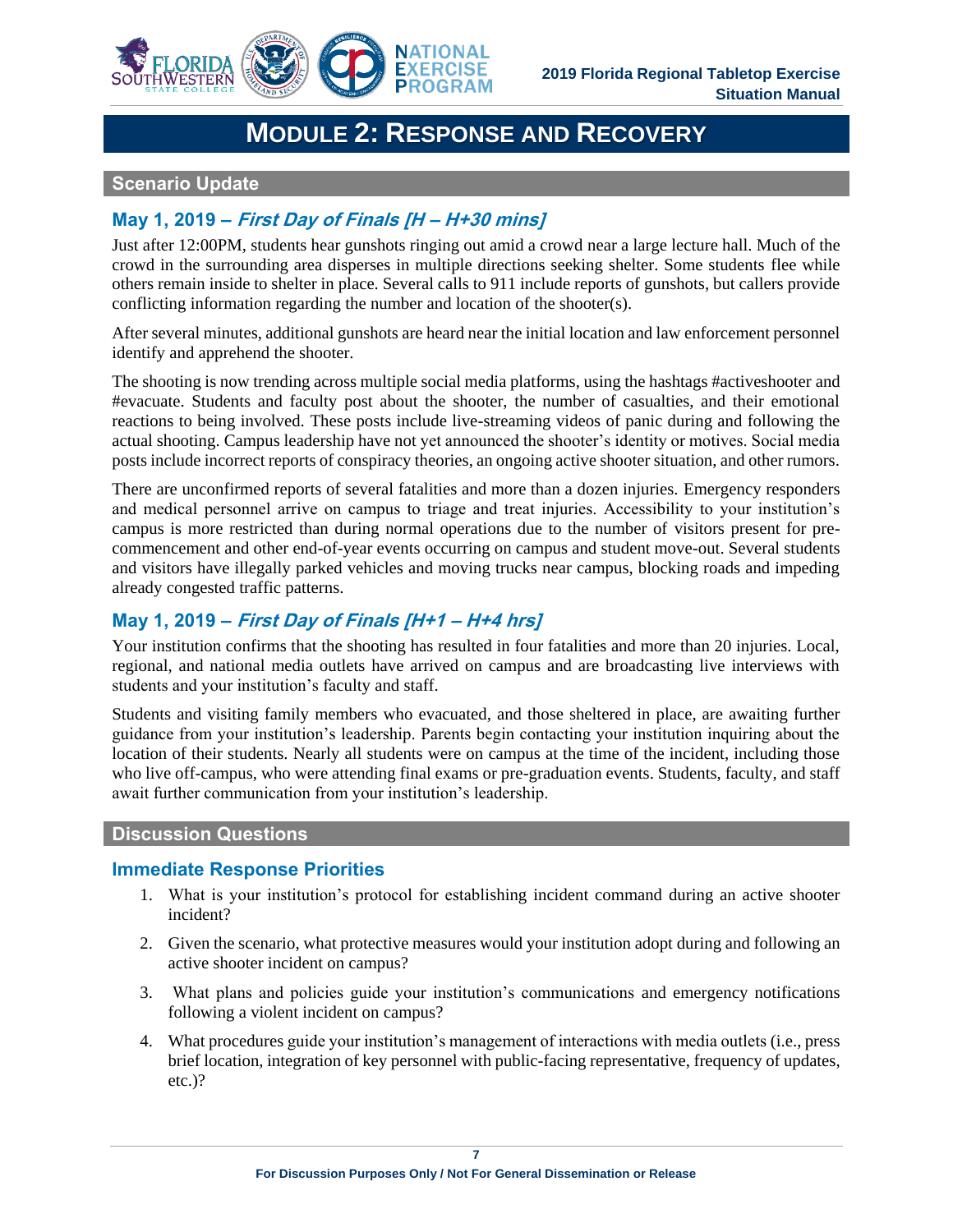# Module 2: Response and Recovery

## Scenario Update

### May 1, 2019 – *First Day of Finals [H – H+30 mins]*

Just after 12:00PM, students hear gunshots ringing out amid a crowd near a large lecture hall. Much of the crowd in the surrounding area disperses in multiple directions seeking shelter. Some students flee while others remain inside to shelter in place. Several calls to 911 include reports of gunshots, but callers provide conflicting information regarding the number and location of the shooter(s).

After several minutes, additional gunshots are heard near the initial location and law enforcement personnel identify and apprehend the shooter.

The shooting is now trending across multiple social media platforms, using the hashtags #activeshooter and #evacuate. Students and faculty post about the shooter, the number of casualties, and their emotional reactions to being involved. These posts include live-streaming videos of panic during and following the actual shooting. Campus leadership have not yet announced the shooter's identity or motives. Social media posts include incorrect reports of conspiracy theories, an ongoing active shooter situation, and other rumors.

There are unconfirmed reports of several fatalities and more than a dozen injuries. Emergency responders and medical personnel arrive on campus to triage and treat injuries. Accessibility to your institution's campus is more restricted than during normal operations due to the number of visitors present for pre-commencement and other end-of-year events occurring on campus and student move-out. Several students and visitors have illegally parked vehicles and moving trucks near campus, blocking roads and impeding already congested traffic patterns.

### May 1, 2019 – *First Day of Finals [H+1 – H+4 hrs]*

Your institution confirms that the shooting has resulted in four fatalities and more than 20 injuries. Local, regional, and national media outlets have arrived on campus and are broadcasting live interviews with students and your institution's faculty and staff.

Students and visiting family members who evacuated, and those sheltered in place, are awaiting further guidance from your institution's leadership. Parents begin contacting your institution inquiring about the location of their students. Nearly all students were on campus at the time of the incident, including those who live off-campus, who were attending final exams or pre-graduation events. Students, faculty, and staff await further communication from your institution's leadership.

## Discussion Questions

### Immediate Response Priorities

1. What is your institution's protocol for establishing incident command during an active shooter incident?
2. Given the scenario, what protective measures would your institution adopt during and following an active shooter incident on campus?
3. What plans and policies guide your institution's communications and emergency notifications following a violent incident on campus?
4. What procedures guide your institution's management of interactions with media outlets (i.e., press brief location, integration of key personnel with public-facing representative, frequency of updates, etc.)?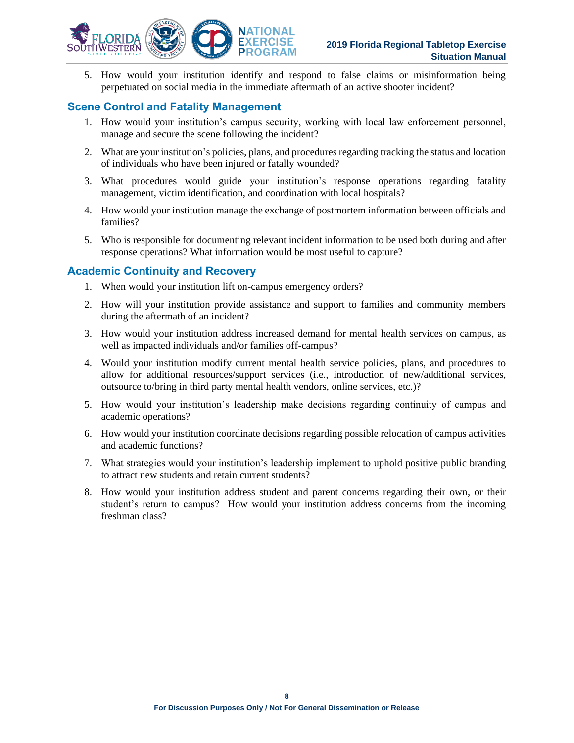5. How would your institution identify and respond to false claims or misinformation being perpetuated on social media in the immediate aftermath of an active shooter incident?

## Scene Control and Fatality Management

1. How would your institution's campus security, working with local law enforcement personnel, manage and secure the scene following the incident?
2. What are your institution's policies, plans, and procedures regarding tracking the status and location of individuals who have been injured or fatally wounded?
3. What procedures would guide your institution's response operations regarding fatality management, victim identification, and coordination with local hospitals?
4. How would your institution manage the exchange of postmortem information between officials and families?
5. Who is responsible for documenting relevant incident information to be used both during and after response operations? What information would be most useful to capture?

## Academic Continuity and Recovery

1. When would your institution lift on-campus emergency orders?
2. How will your institution provide assistance and support to families and community members during the aftermath of an incident?
3. How would your institution address increased demand for mental health services on campus, as well as impacted individuals and/or families off-campus?
4. Would your institution modify current mental health service policies, plans, and procedures to allow for additional resources/support services (i.e., introduction of new/additional services, outsource to/bring in third party mental health vendors, online services, etc.)?
5. How would your institution's leadership make decisions regarding continuity of campus and academic operations?
6. How would your institution coordinate decisions regarding possible relocation of campus activities and academic functions?
7. What strategies would your institution's leadership implement to uphold positive public branding to attract new students and retain current students?
8. How would your institution address student and parent concerns regarding their own, or their student's return to campus? How would your institution address concerns from the incoming freshman class?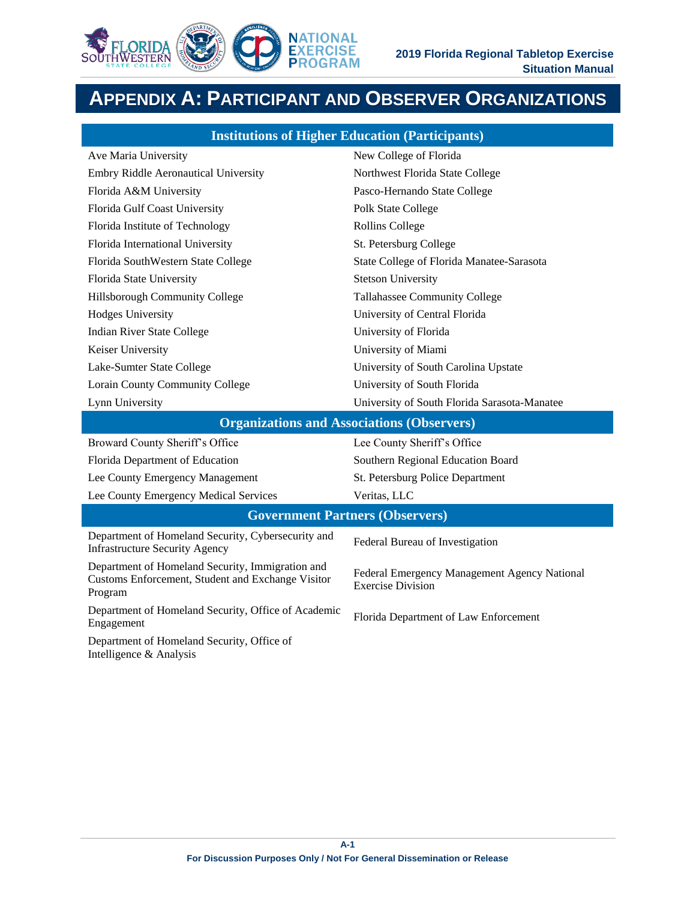# Appendix A: Participant and Observer Organizations

| Institutions of Higher Education (Participants) | |
|---|---|
| Ave Maria University | New College of Florida |
| Embry Riddle Aeronautical University | Northwest Florida State College |
| Florida A&M University | Pasco-Hernando State College |
| Florida Gulf Coast University | Polk State College |
| Florida Institute of Technology | Rollins College |
| Florida International University | St. Petersburg College |
| Florida SouthWestern State College | State College of Florida Manatee-Sarasota |
| Florida State University | Stetson University |
| Hillsborough Community College | Tallahassee Community College |
| Hodges University | University of Central Florida |
| Indian River State College | University of Florida |
| Keiser University | University of Miami |
| Lake-Sumter State College | University of South Carolina Upstate |
| Lorain County Community College | University of South Florida |
| Lynn University | University of South Florida Sarasota-Manatee |

| Organizations and Associations (Observers) | |
|---|---|
| Broward County Sheriff's Office | Lee County Sheriff's Office |
| Florida Department of Education | Southern Regional Education Board |
| Lee County Emergency Management | St. Petersburg Police Department |
| Lee County Emergency Medical Services | Veritas, LLC |

| Government Partners (Observers) | |
|---|---|
| Department of Homeland Security, Cybersecurity and Infrastructure Security Agency | Federal Bureau of Investigation |
| Department of Homeland Security, Immigration and Customs Enforcement, Student and Exchange Visitor Program | Federal Emergency Management Agency National Exercise Division |
| Department of Homeland Security, Office of Academic Engagement | Florida Department of Law Enforcement |
| Department of Homeland Security, Office of Intelligence & Analysis | |

For Discussion Purposes Only / Not For General Dissemination or Release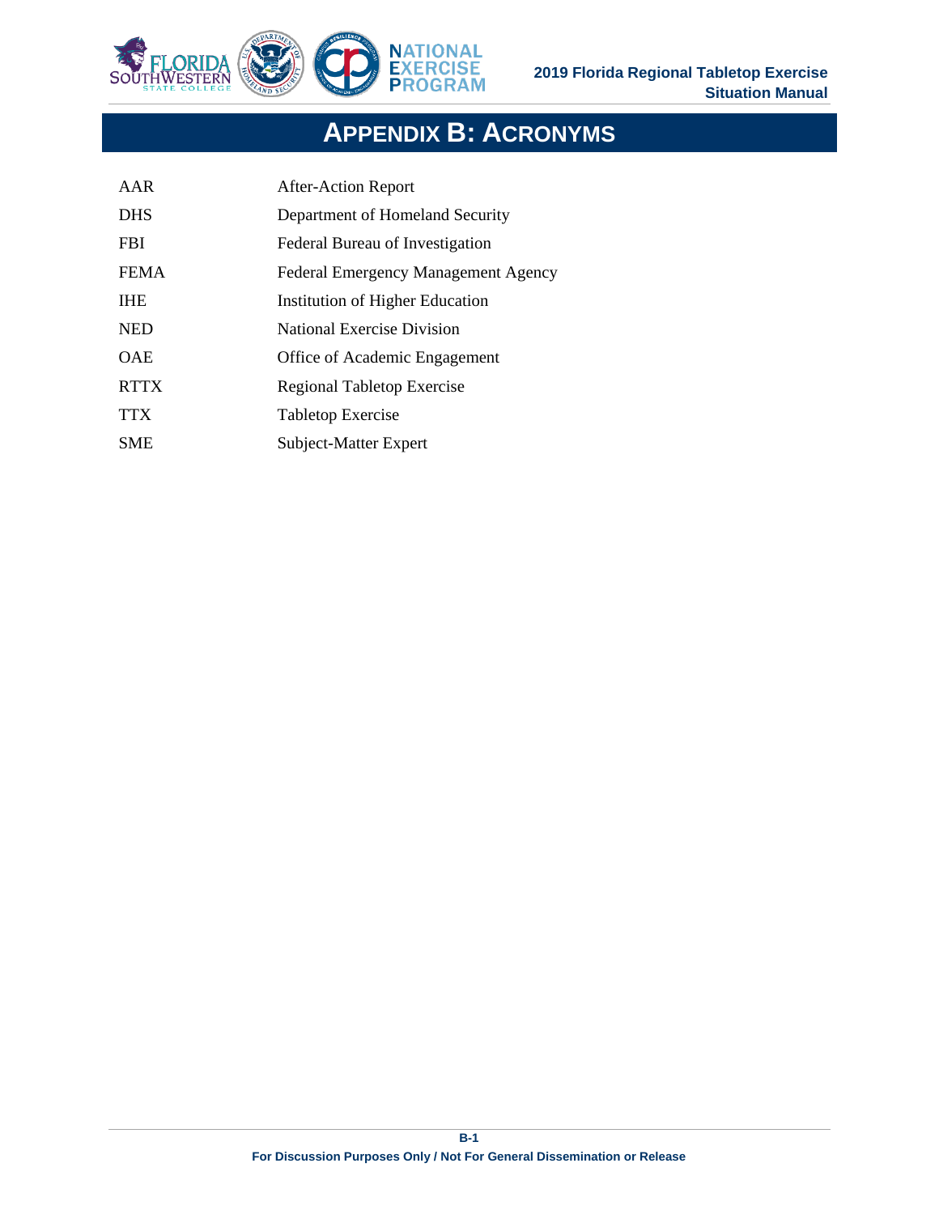# APPENDIX B: ACRONYMS

| | |
|---|---|
| AAR | After-Action Report |
| DHS | Department of Homeland Security |
| FBI | Federal Bureau of Investigation |
| FEMA | Federal Emergency Management Agency |
| IHE | Institution of Higher Education |
| NED | National Exercise Division |
| OAE | Office of Academic Engagement |
| RTTX | Regional Tabletop Exercise |
| TTX | Tabletop Exercise |
| SME | Subject-Matter Expert |